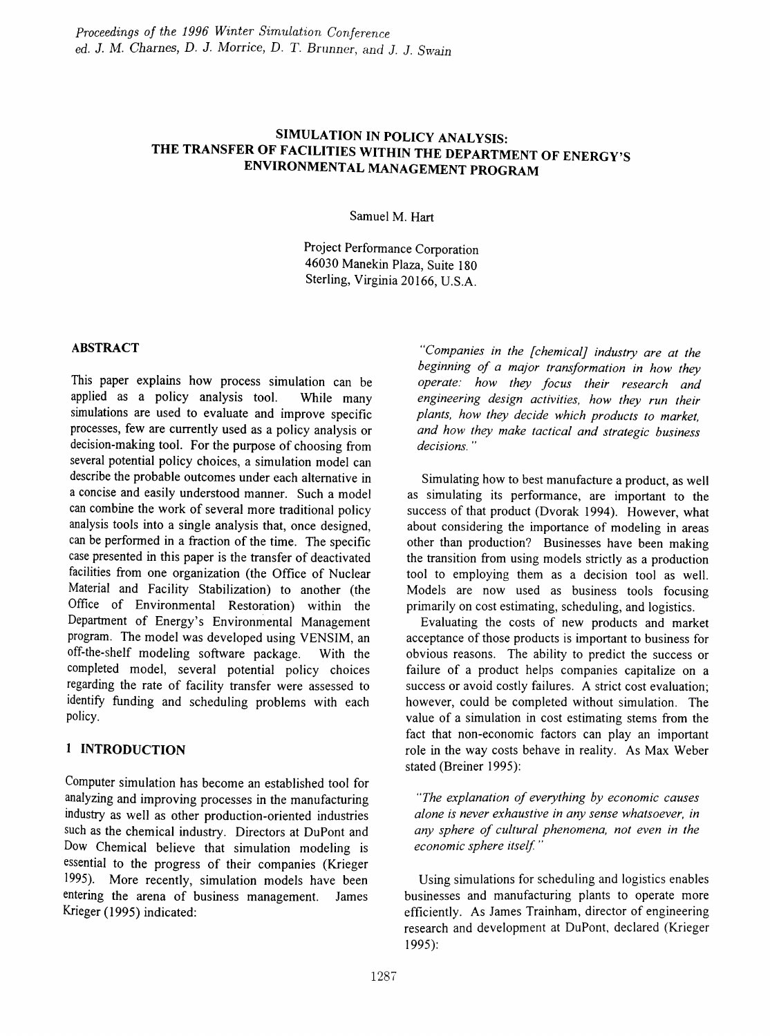# SIMULATION IN POLICY ANALYSIS: THE TRANSFER OF FACILITIES WITHIN THE DEPARTMENT OF ENERGY'S ENVIRONMENTAL MANAGEMENT PROGRAM

Samuel M. Hart

Project Performance Corporation
46030 Manekin Plaza, Suite 180
Sterling, Virginia 20166, U.S.A.

## ABSTRACT

This paper explains how process simulation can be applied as a policy analysis tool. While many simulations are used to evaluate and improve specific processes, few are currently used as a policy analysis or decision-making tool. For the purpose of choosing from several potential policy choices, a simulation model can describe the probable outcomes under each alternative in a concise and easily understood manner. Such a model can combine the work of several more traditional policy analysis tools into a single analysis that, once designed, can be performed in a fraction of the time. The specific case presented in this paper is the transfer of deactivated facilities from one organization (the Office of Nuclear Material and Facility Stabilization) to another (the Office of Environmental Restoration) within the Department of Energy's Environmental Management program. The model was developed using VENSIM, an off-the-shelf modeling software package. With the completed model, several potential policy choices regarding the rate of facility transfer were assessed to identify funding and scheduling problems with each policy.

## 1 INTRODUCTION

Computer simulation has become an established tool for analyzing and improving processes in the manufacturing industry as well as other production-oriented industries such as the chemical industry. Directors at DuPont and Dow Chemical believe that simulation modeling is essential to the progress of their companies (Krieger 1995). More recently, simulation models have been entering the arena of business management. James Krieger (1995) indicated:

> *"Companies in the [chemical] industry are at the beginning of a major transformation in how they operate: how they focus their research and engineering design activities, how they run their plants, how they decide which products to market, and how they make tactical and strategic business decisions."*

Simulating how to best manufacture a product, as well as simulating its performance, are important to the success of that product (Dvorak 1994). However, what about considering the importance of modeling in areas other than production? Businesses have been making the transition from using models strictly as a production tool to employing them as a decision tool as well. Models are now used as business tools focusing primarily on cost estimating, scheduling, and logistics.

Evaluating the costs of new products and market acceptance of those products is important to business for obvious reasons. The ability to predict the success or failure of a product helps companies capitalize on a success or avoid costly failures. A strict cost evaluation; however, could be completed without simulation. The value of a simulation in cost estimating stems from the fact that non-economic factors can play an important role in the way costs behave in reality. As Max Weber stated (Breiner 1995):

> *"The explanation of everything by economic causes alone is never exhaustive in any sense whatsoever, in any sphere of cultural phenomena, not even in the economic sphere itself."*

Using simulations for scheduling and logistics enables businesses and manufacturing plants to operate more efficiently. As James Trainham, director of engineering research and development at DuPont, declared (Krieger 1995):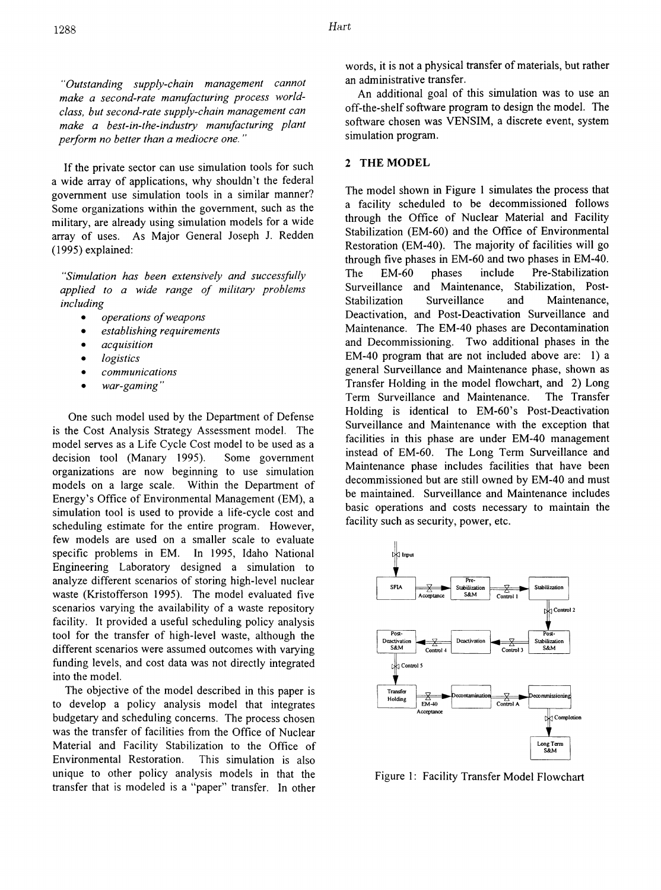*"Outstanding supply-chain management cannot make a second-rate manufacturing process world-class, but second-rate supply-chain management can make a best-in-the-industry manufacturing plant perform no better than a mediocre one."*

If the private sector can use simulation tools for such a wide array of applications, why shouldn't the federal government use simulation tools in a similar manner? Some organizations within the government, such as the military, are already using simulation models for a wide array of uses. As Major General Joseph J. Redden (1995) explained:

*"Simulation has been extensively and successfully applied to a wide range of military problems including*

- *operations of weapons*
- *establishing requirements*
- *acquisition*
- *logistics*
- *communications*
- *war-gaming"*

One such model used by the Department of Defense is the Cost Analysis Strategy Assessment model. The model serves as a Life Cycle Cost model to be used as a decision tool (Manary 1995). Some government organizations are now beginning to use simulation models on a large scale. Within the Department of Energy's Office of Environmental Management (EM), a simulation tool is used to provide a life-cycle cost and scheduling estimate for the entire program. However, few models are used on a smaller scale to evaluate specific problems in EM. In 1995, Idaho National Engineering Laboratory designed a simulation to analyze different scenarios of storing high-level nuclear waste (Kristofferson 1995). The model evaluated five scenarios varying the availability of a waste repository facility. It provided a useful scheduling policy analysis tool for the transfer of high-level waste, although the different scenarios were assumed outcomes with varying funding levels, and cost data was not directly integrated into the model.

The objective of the model described in this paper is to develop a policy analysis model that integrates budgetary and scheduling concerns. The process chosen was the transfer of facilities from the Office of Nuclear Material and Facility Stabilization to the Office of Environmental Restoration. This simulation is also unique to other policy analysis models in that the transfer that is modeled is a "paper" transfer. In other words, it is not a physical transfer of materials, but rather an administrative transfer.

An additional goal of this simulation was to use an off-the-shelf software program to design the model. The software chosen was VENSIM, a discrete event, system simulation program.

## 2 THE MODEL

The model shown in Figure 1 simulates the process that a facility scheduled to be decommissioned follows through the Office of Nuclear Material and Facility Stabilization (EM-60) and the Office of Environmental Restoration (EM-40). The majority of facilities will go through five phases in EM-60 and two phases in EM-40. The EM-60 phases include Pre-Stabilization Surveillance and Maintenance, Stabilization, Post-Stabilization Surveillance and Maintenance, Deactivation, and Post-Deactivation Surveillance and Maintenance. The EM-40 phases are Decontamination and Decommissioning. Two additional phases in the EM-40 program that are not included above are: 1) a general Surveillance and Maintenance phase, shown as Transfer Holding in the model flowchart, and 2) Long Term Surveillance and Maintenance. The Transfer Holding is identical to EM-60's Post-Deactivation Surveillance and Maintenance with the exception that facilities in this phase are under EM-40 management instead of EM-60. The Long Term Surveillance and Maintenance phase includes facilities that have been decommissioned but are still owned by EM-40 and must be maintained. Surveillance and Maintenance includes basic operations and costs necessary to maintain the facility such as security, power, etc.

Figure 1: Facility Transfer Model Flowchart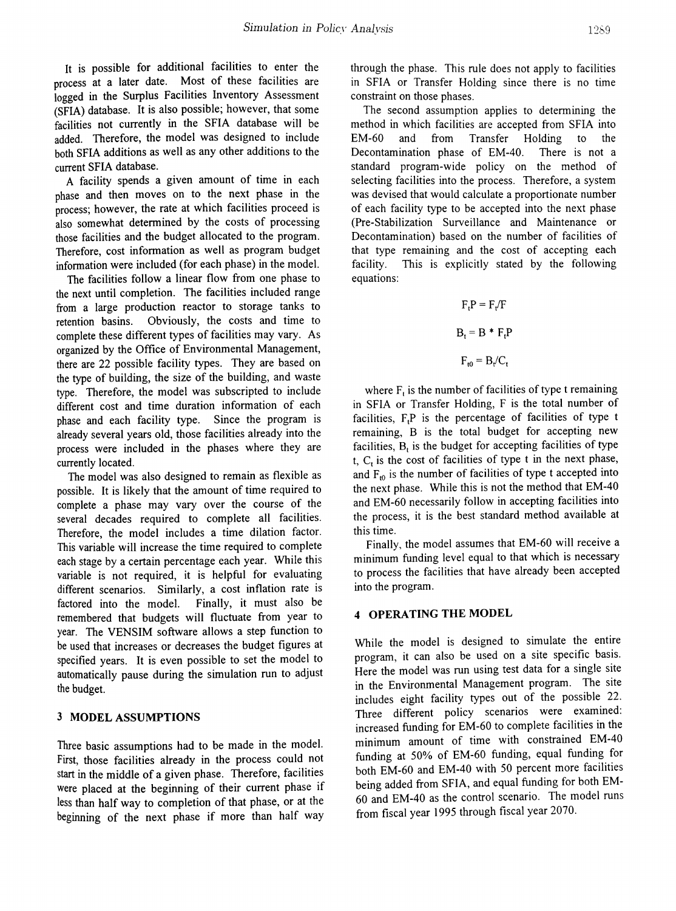It is possible for additional facilities to enter the process at a later date. Most of these facilities are logged in the Surplus Facilities Inventory Assessment (SFIA) database. It is also possible; however, that some facilities not currently in the SFIA database will be added. Therefore, the model was designed to include both SFIA additions as well as any other additions to the current SFIA database.

A facility spends a given amount of time in each phase and then moves on to the next phase in the process; however, the rate at which facilities proceed is also somewhat determined by the costs of processing those facilities and the budget allocated to the program. Therefore, cost information as well as program budget information were included (for each phase) in the model.

The facilities follow a linear flow from one phase to the next until completion. The facilities included range from a large production reactor to storage tanks to retention basins. Obviously, the costs and time to complete these different types of facilities may vary. As organized by the Office of Environmental Management, there are 22 possible facility types. They are based on the type of building, the size of the building, and waste type. Therefore, the model was subscripted to include different cost and time duration information of each phase and each facility type. Since the program is already several years old, those facilities already into the process were included in the phases where they are currently located.

The model was also designed to remain as flexible as possible. It is likely that the amount of time required to complete a phase may vary over the course of the several decades required to complete all facilities. Therefore, the model includes a time dilation factor. This variable will increase the time required to complete each stage by a certain percentage each year. While this variable is not required, it is helpful for evaluating different scenarios. Similarly, a cost inflation rate is factored into the model. Finally, it must also be remembered that budgets will fluctuate from year to year. The VENSIM software allows a step function to be used that increases or decreases the budget figures at specified years. It is even possible to set the model to automatically pause during the simulation run to adjust the budget.

## 3 MODEL ASSUMPTIONS

Three basic assumptions had to be made in the model. First, those facilities already in the process could not start in the middle of a given phase. Therefore, facilities were placed at the beginning of their current phase if less than half way to completion of that phase, or at the beginning of the next phase if more than half way through the phase. This rule does not apply to facilities in SFIA or Transfer Holding since there is no time constraint on those phases.

The second assumption applies to determining the method in which facilities are accepted from SFIA into EM-60 and from Transfer Holding to the Decontamination phase of EM-40. There is not a standard program-wide policy on the method of selecting facilities into the process. Therefore, a system was devised that would calculate a proportionate number of each facility type to be accepted into the next phase (Pre-Stabilization Surveillance and Maintenance or Decontamination) based on the number of facilities of that type remaining and the cost of accepting each facility. This is explicitly stated by the following equations:

$$F_tP = F_t/F$$

$$B_t = B * F_tP$$

$$F_{t0} = B_t/C_t$$

where $F_t$ is the number of facilities of type t remaining in SFIA or Transfer Holding, F is the total number of facilities, $F_tP$ is the percentage of facilities of type t remaining, B is the total budget for accepting new facilities, $B_t$ is the budget for accepting facilities of type t, $C_t$ is the cost of facilities of type t in the next phase, and $F_{t0}$ is the number of facilities of type t accepted into the next phase. While this is not the method that EM-40 and EM-60 necessarily follow in accepting facilities into the process, it is the best standard method available at this time.

Finally, the model assumes that EM-60 will receive a minimum funding level equal to that which is necessary to process the facilities that have already been accepted into the program.

## 4 OPERATING THE MODEL

While the model is designed to simulate the entire program, it can also be used on a site specific basis. Here the model was run using test data for a single site in the Environmental Management program. The site includes eight facility types out of the possible 22. Three different policy scenarios were examined: increased funding for EM-60 to complete facilities in the minimum amount of time with constrained EM-40 funding at 50% of EM-60 funding, equal funding for both EM-60 and EM-40 with 50 percent more facilities being added from SFIA, and equal funding for both EM-60 and EM-40 as the control scenario. The model runs from fiscal year 1995 through fiscal year 2070.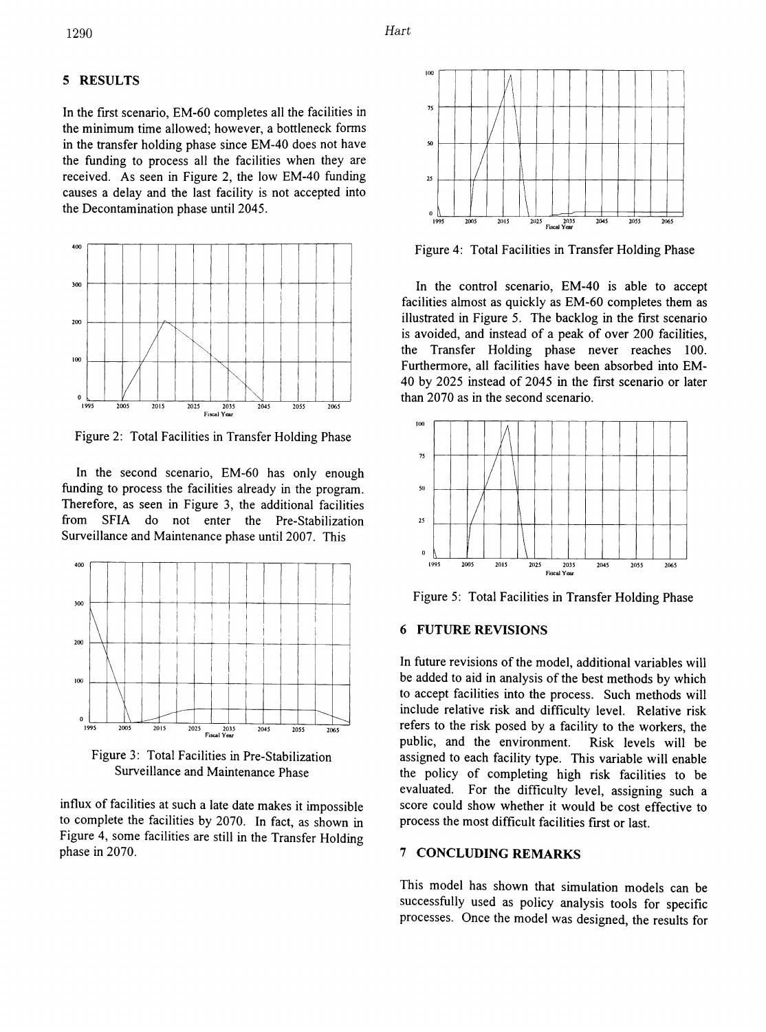## 5 RESULTS

In the first scenario, EM-60 completes all the facilities in the minimum time allowed; however, a bottleneck forms in the transfer holding phase since EM-40 does not have the funding to process all the facilities when they are received. As seen in Figure 2, the low EM-40 funding causes a delay and the last facility is not accepted into the Decontamination phase until 2045.

Figure 2: Total Facilities in Transfer Holding Phase

In the second scenario, EM-60 has only enough funding to process the facilities already in the program. Therefore, as seen in Figure 3, the additional facilities from SFIA do not enter the Pre-Stabilization Surveillance and Maintenance phase until 2007. This influx of facilities at such a late date makes it impossible to complete the facilities by 2070. In fact, as shown in Figure 4, some facilities are still in the Transfer Holding phase in 2070.

Figure 3: Total Facilities in Pre-Stabilization Surveillance and Maintenance Phase

Figure 4: Total Facilities in Transfer Holding Phase

In the control scenario, EM-40 is able to accept facilities almost as quickly as EM-60 completes them as illustrated in Figure 5. The backlog in the first scenario is avoided, and instead of a peak of over 200 facilities, the Transfer Holding phase never reaches 100. Furthermore, all facilities have been absorbed into EM-40 by 2025 instead of 2045 in the first scenario or later than 2070 as in the second scenario.

Figure 5: Total Facilities in Transfer Holding Phase

## 6 FUTURE REVISIONS

In future revisions of the model, additional variables will be added to aid in analysis of the best methods by which to accept facilities into the process. Such methods will include relative risk and difficulty level. Relative risk refers to the risk posed by a facility to the workers, the public, and the environment. Risk levels will be assigned to each facility type. This variable will enable the policy of completing high risk facilities to be evaluated. For the difficulty level, assigning such a score could show whether it would be cost effective to process the most difficult facilities first or last.

## 7 CONCLUDING REMARKS

This model has shown that simulation models can be successfully used as policy analysis tools for specific processes. Once the model was designed, the results for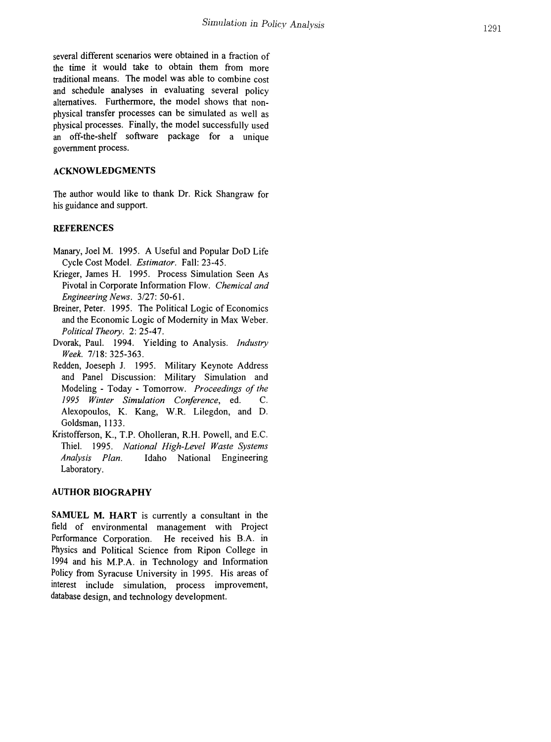several different scenarios were obtained in a fraction of the time it would take to obtain them from more traditional means. The model was able to combine cost and schedule analyses in evaluating several policy alternatives. Furthermore, the model shows that non-physical transfer processes can be simulated as well as physical processes. Finally, the model successfully used an off-the-shelf software package for a unique government process.

## ACKNOWLEDGMENTS

The author would like to thank Dr. Rick Shangraw for his guidance and support.

## REFERENCES

Manary, Joel M. 1995. A Useful and Popular DoD Life Cycle Cost Model. *Estimator*. Fall: 23-45.

Krieger, James H. 1995. Process Simulation Seen As Pivotal in Corporate Information Flow. *Chemical and Engineering News*. 3/27: 50-61.

Breiner, Peter. 1995. The Political Logic of Economics and the Economic Logic of Modernity in Max Weber. *Political Theory*. 2: 25-47.

Dvorak, Paul. 1994. Yielding to Analysis. *Industry Week*. 7/18: 325-363.

Redden, Joeseph J. 1995. Military Keynote Address and Panel Discussion: Military Simulation and Modeling - Today - Tomorrow. *Proceedings of the 1995 Winter Simulation Conference*, ed. C. Alexopoulos, K. Kang, W.R. Lilegdon, and D. Goldsman, 1133.

Kristofferson, K., T.P. Oholleran, R.H. Powell, and E.C. Thiel. 1995. *National High-Level Waste Systems Analysis Plan*. Idaho National Engineering Laboratory.

## AUTHOR BIOGRAPHY

**SAMUEL M. HART** is currently a consultant in the field of environmental management with Project Performance Corporation. He received his B.A. in Physics and Political Science from Ripon College in 1994 and his M.P.A. in Technology and Information Policy from Syracuse University in 1995. His areas of interest include simulation, process improvement, database design, and technology development.